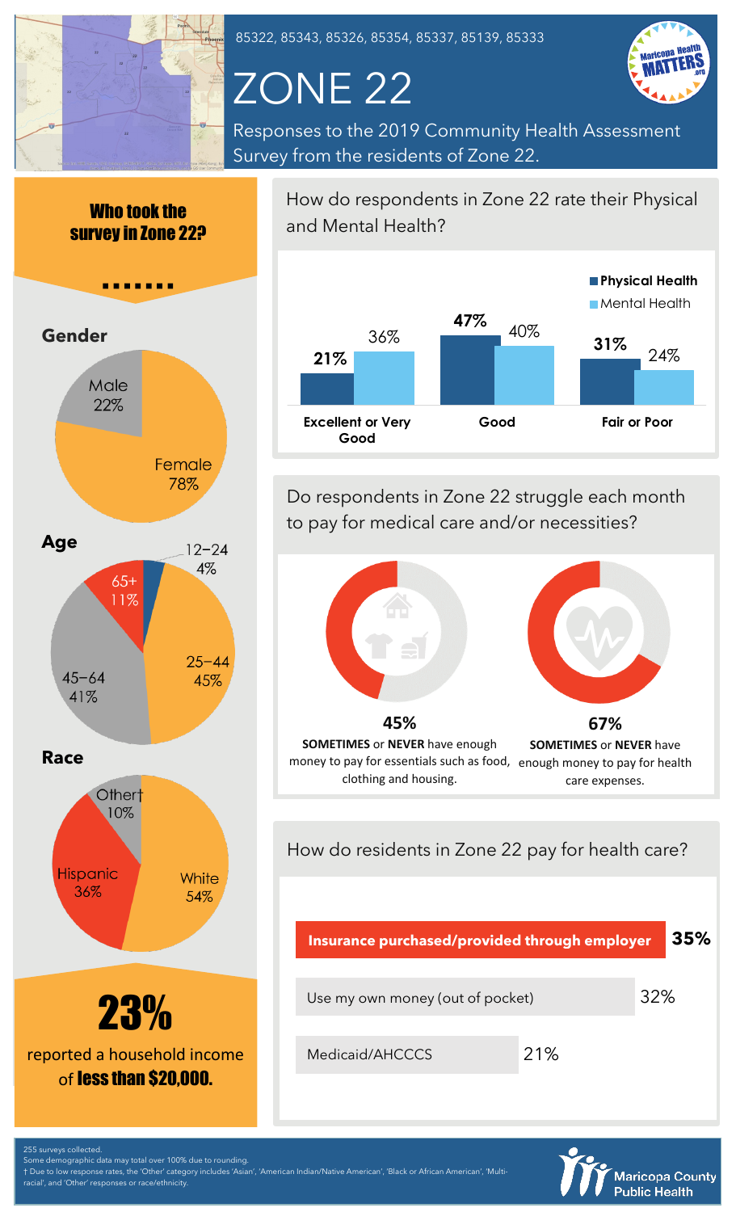85322, 85343, 85326, 85354, 85337, 85139, 85333

# ZONE 22

Responses to the 2019 Community Health Assessment Survey from the residents of Zone 22.

## Who took the survey in Zone 22?

### Gender

| Gender | Percent |
|---|---|
| Male | 22% |
| Female | 78% |

### Age

| Age | Percent |
|---|---|
| 12–24 | 4% |
| 25–44 | 45% |
| 45–64 | 41% |
| 65+ | 11% |

### Race

| Race | Percent |
|---|---|
| White | 54% |
| Hispanic | 36% |
| Other† | 10% |

**23%** reported a household income of **less than $20,000.**

## How do respondents in Zone 22 rate their Physical and Mental Health?

| | Physical Health | Mental Health |
|---|---|---|
| Excellent or Very Good | 21% | 36% |
| Good | 47% | 40% |
| Fair or Poor | 31% | 24% |

## Do respondents in Zone 22 struggle each month to pay for medical care and/or necessities?

**45%** — **SOMETIMES** or **NEVER** have enough money to pay for essentials such as food, clothing and housing.

**67%** — **SOMETIMES** or **NEVER** have enough money to pay for health care expenses.

## How do residents in Zone 22 pay for health care?

| Payment method | Percent |
|---|---|
| **Insurance purchased/provided through employer** | **35%** |
| Use my own money (out of pocket) | 32% |
| Medicaid/AHCCCS | 21% |

255 surveys collected.
Some demographic data may total over 100% due to rounding.
† Due to low response rates, the 'Other' category includes 'Asian', 'American Indian/Native American', 'Black or African American', 'Multi-racial', and 'Other' responses or race/ethnicity.

Maricopa County Public Health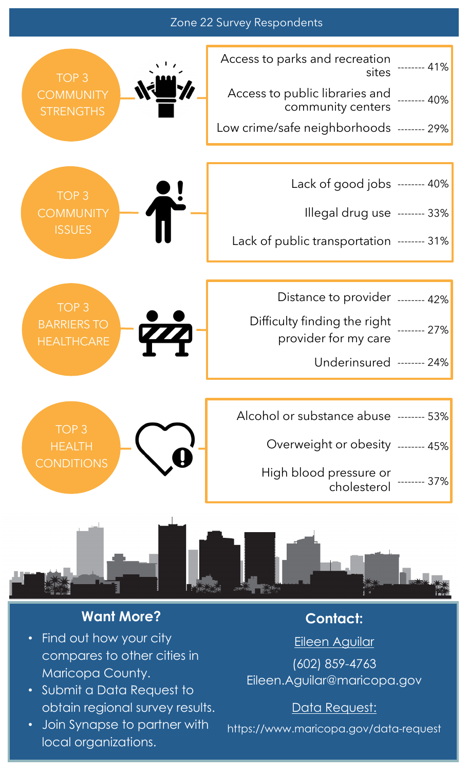## Zone 22 Survey Respondents

### TOP 3 COMMUNITY STRENGTHS

- Access to parks and recreation sites -------- 41%
- Access to public libraries and community centers -------- 40%
- Low crime/safe neighborhoods -------- 29%

### TOP 3 COMMUNITY ISSUES

- Lack of good jobs -------- 40%
- Illegal drug use -------- 33%
- Lack of public transportation -------- 31%

### TOP 3 BARRIERS TO HEALTHCARE

- Distance to provider -------- 42%
- Difficulty finding the right provider for my care -------- 27%
- Underinsured -------- 24%

### TOP 3 HEALTH CONDITIONS

- Alcohol or substance abuse -------- 53%
- Overweight or obesity -------- 45%
- High blood pressure or cholesterol -------- 37%

**Want More?**

- Find out how your city compares to other cities in Maricopa County.
- Submit a Data Request to obtain regional survey results.
- Join Synapse to partner with local organizations.

**Contact:**

Eileen Aguilar

(602) 859-4763

Eileen.Aguilar@maricopa.gov

Data Request:

https://www.maricopa.gov/data-request